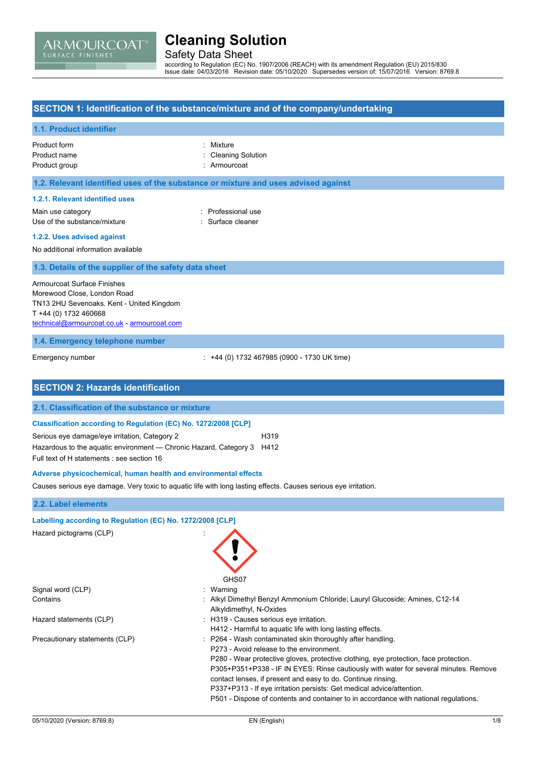# Cleaning Solution

## Safety Data Sheet

according to Regulation (EC) No. 1907/2006 (REACH) with its amendment Regulation (EU) 2015/830
Issue date: 04/03/2016 Revision date: 05/10/2020 Supersedes version of: 15/07/2016 Version: 8769.8

## SECTION 1: Identification of the substance/mixture and of the company/undertaking

### 1.1. Product identifier

| | |
|---|---|
| Product form | : Mixture |
| Product name | : Cleaning Solution |
| Product group | : Armourcoat |

### 1.2. Relevant identified uses of the substance or mixture and uses advised against

#### 1.2.1. Relevant identified uses

| | |
|---|---|
| Main use category | : Professional use |
| Use of the substance/mixture | : Surface cleaner |

#### 1.2.2. Uses advised against

No additional information available

### 1.3. Details of the supplier of the safety data sheet

Armourcoat Surface Finishes
Morewood Close, London Road
TN13 2HU Sevenoaks. Kent - United Kingdom
T +44 (0) 1732 460668
technical@armourcoat.co.uk - armourcoat.com

### 1.4. Emergency telephone number

| | |
|---|---|
| Emergency number | : +44 (0) 1732 467985 (0900 - 1730 UK time) |

## SECTION 2: Hazards identification

### 2.1. Classification of the substance or mixture

#### Classification according to Regulation (EC) No. 1272/2008 [CLP]

| | |
|---|---|
| Serious eye damage/eye irritation, Category 2 | H319 |
| Hazardous to the aquatic environment — Chronic Hazard, Category 3 | H412 |

Full text of H statements : see section 16

#### Adverse physicochemical, human health and environmental effects

Causes serious eye damage. Very toxic to aquatic life with long lasting effects. Causes serious eye irritation.

### 2.2. Label elements

#### Labelling according to Regulation (EC) No. 1272/2008 [CLP]

| | |
|---|---|
| Hazard pictograms (CLP) | : GHS07 |
| Signal word (CLP) | : Warning |
| Contains | : Alkyl Dimethyl Benzyl Ammonium Chloride; Lauryl Glucoside; Amines, C12-14 Alkyldimethyl, N-Oxides |
| Hazard statements (CLP) | : H319 - Causes serious eye irritation.<br>H412 - Harmful to aquatic life with long lasting effects. |
| Precautionary statements (CLP) | : P264 - Wash contaminated skin thoroughly after handling.<br>P273 - Avoid release to the environment.<br>P280 - Wear protective gloves, protective clothing, eye protection, face protection.<br>P305+P351+P338 - IF IN EYES: Rinse cautiously with water for several minutes. Remove contact lenses, if present and easy to do. Continue rinsing.<br>P337+P313 - If eye irritation persists: Get medical advice/attention.<br>P501 - Dispose of contents and container to in accordance with national regulations. |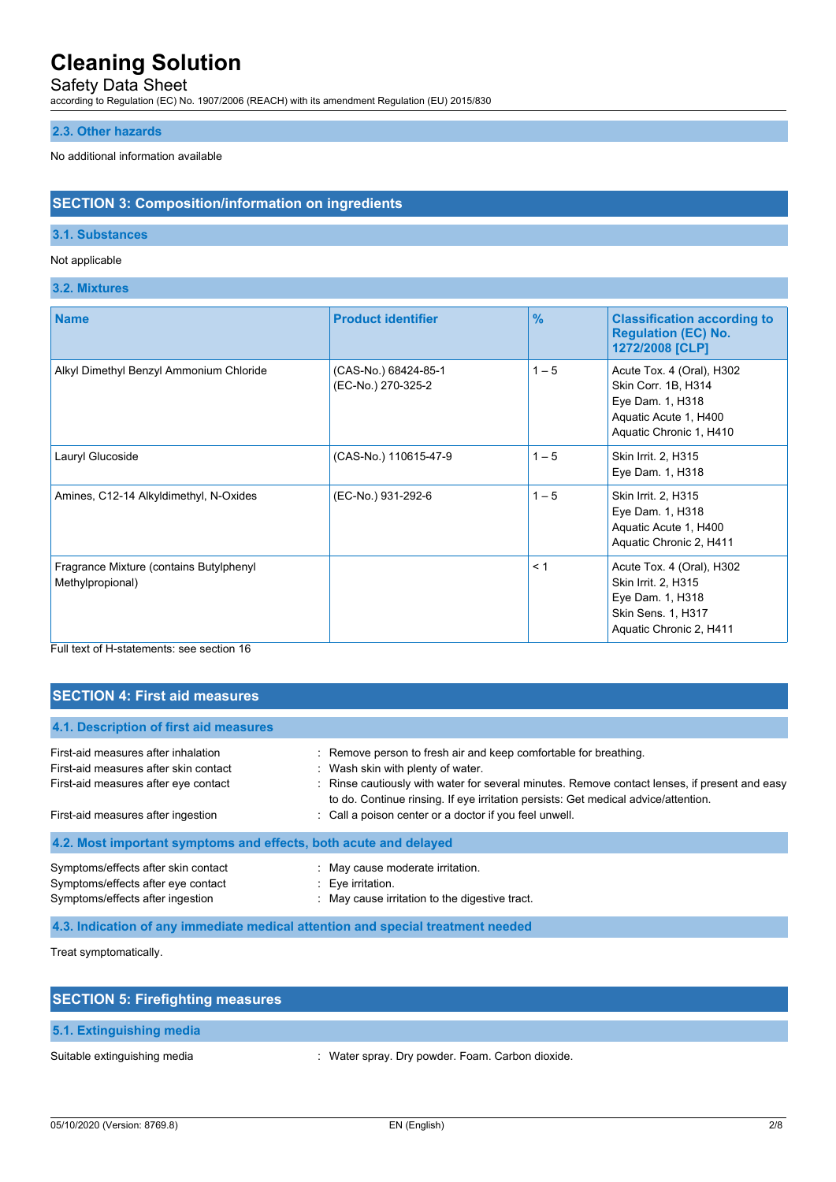### 2.3. Other hazards

No additional information available

## SECTION 3: Composition/information on ingredients

### 3.1. Substances

Not applicable

### 3.2. Mixtures

| Name | Product identifier | % | Classification according to Regulation (EC) No. 1272/2008 [CLP] |
|---|---|---|---|
| Alkyl Dimethyl Benzyl Ammonium Chloride | (CAS-No.) 68424-85-1<br>(EC-No.) 270-325-2 | 1 – 5 | Acute Tox. 4 (Oral), H302<br>Skin Corr. 1B, H314<br>Eye Dam. 1, H318<br>Aquatic Acute 1, H400<br>Aquatic Chronic 1, H410 |
| Lauryl Glucoside | (CAS-No.) 110615-47-9 | 1 – 5 | Skin Irrit. 2, H315<br>Eye Dam. 1, H318 |
| Amines, C12-14 Alkyldimethyl, N-Oxides | (EC-No.) 931-292-6 | 1 – 5 | Skin Irrit. 2, H315<br>Eye Dam. 1, H318<br>Aquatic Acute 1, H400<br>Aquatic Chronic 2, H411 |
| Fragrance Mixture (contains Butylphenyl Methylpropional) | | < 1 | Acute Tox. 4 (Oral), H302<br>Skin Irrit. 2, H315<br>Eye Dam. 1, H318<br>Skin Sens. 1, H317<br>Aquatic Chronic 2, H411 |

Full text of H-statements: see section 16

## SECTION 4: First aid measures

### 4.1. Description of first aid measures

First-aid measures after inhalation : Remove person to fresh air and keep comfortable for breathing.

First-aid measures after skin contact : Wash skin with plenty of water.

First-aid measures after eye contact : Rinse cautiously with water for several minutes. Remove contact lenses, if present and easy to do. Continue rinsing. If eye irritation persists: Get medical advice/attention.

First-aid measures after ingestion : Call a poison center or a doctor if you feel unwell.

### 4.2. Most important symptoms and effects, both acute and delayed

Symptoms/effects after skin contact : May cause moderate irritation.

Symptoms/effects after eye contact : Eye irritation.

Symptoms/effects after ingestion : May cause irritation to the digestive tract.

### 4.3. Indication of any immediate medical attention and special treatment needed

Treat symptomatically.

## SECTION 5: Firefighting measures

### 5.1. Extinguishing media

Suitable extinguishing media : Water spray. Dry powder. Foam. Carbon dioxide.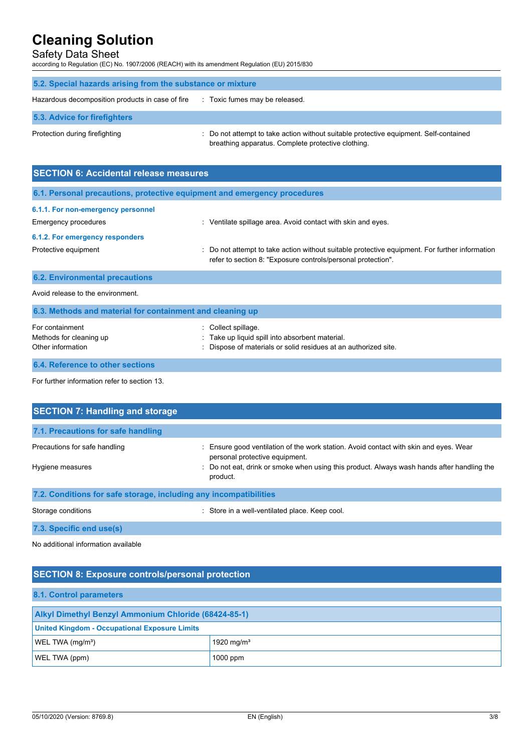### 5.2. Special hazards arising from the substance or mixture

Hazardous decomposition products in case of fire : Toxic fumes may be released.

### 5.3. Advice for firefighters

Protection during firefighting : Do not attempt to take action without suitable protective equipment. Self-contained breathing apparatus. Complete protective clothing.

## SECTION 6: Accidental release measures

### 6.1. Personal precautions, protective equipment and emergency procedures

#### 6.1.1. For non-emergency personnel

Emergency procedures : Ventilate spillage area. Avoid contact with skin and eyes.

#### 6.1.2. For emergency responders

Protective equipment : Do not attempt to take action without suitable protective equipment. For further information refer to section 8: "Exposure controls/personal protection".

### 6.2. Environmental precautions

Avoid release to the environment.

### 6.3. Methods and material for containment and cleaning up

For containment : Collect spillage.

Methods for cleaning up : Take up liquid spill into absorbent material.

Other information : Dispose of materials or solid residues at an authorized site.

### 6.4. Reference to other sections

For further information refer to section 13.

## SECTION 7: Handling and storage

### 7.1. Precautions for safe handling

Precautions for safe handling : Ensure good ventilation of the work station. Avoid contact with skin and eyes. Wear personal protective equipment.

Hygiene measures : Do not eat, drink or smoke when using this product. Always wash hands after handling the product.

### 7.2. Conditions for safe storage, including any incompatibilities

Storage conditions : Store in a well-ventilated place. Keep cool.

### 7.3. Specific end use(s)

No additional information available

## SECTION 8: Exposure controls/personal protection

### 8.1. Control parameters

| Alkyl Dimethyl Benzyl Ammonium Chloride (68424-85-1) | |
|---|---|
| **United Kingdom - Occupational Exposure Limits** | |
| WEL TWA (mg/m³) | 1920 mg/m³ |
| WEL TWA (ppm) | 1000 ppm |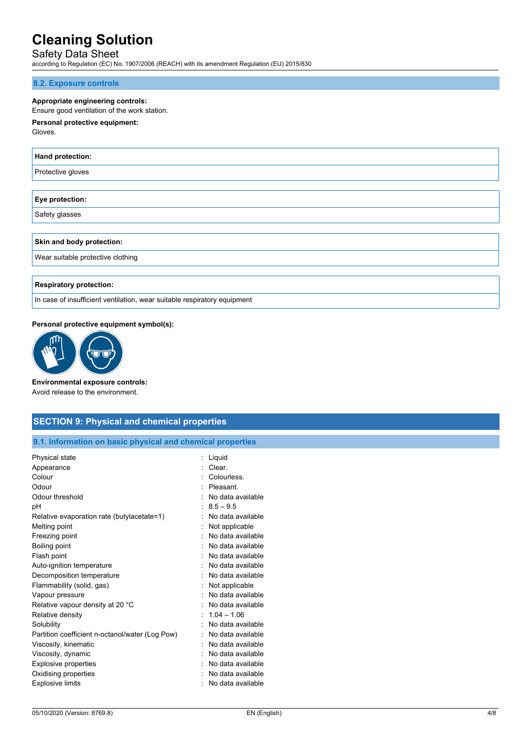### 8.2. Exposure controls

**Appropriate engineering controls:**
Ensure good ventilation of the work station.

**Personal protective equipment:**
Gloves.

| Hand protection: |
|---|
| Protective gloves |

| Eye protection: |
|---|
| Safety glasses |

| Skin and body protection: |
|---|
| Wear suitable protective clothing |

| Respiratory protection: |
|---|
| In case of insufficient ventilation, wear suitable respiratory equipment |

**Personal protective equipment symbol(s):**

**Environmental exposure controls:**
Avoid release to the environment.

## SECTION 9: Physical and chemical properties

### 9.1. Information on basic physical and chemical properties

| Property | Value |
|---|---|
| Physical state | Liquid |
| Appearance | Clear. |
| Colour | Colourless. |
| Odour | Pleasant. |
| Odour threshold | No data available |
| pH | 8.5 – 9.5 |
| Relative evaporation rate (butylacetate=1) | No data available |
| Melting point | Not applicable |
| Freezing point | No data available |
| Boiling point | No data available |
| Flash point | No data available |
| Auto-ignition temperature | No data available |
| Decomposition temperature | No data available |
| Flammability (solid, gas) | Not applicable |
| Vapour pressure | No data available |
| Relative vapour density at 20 °C | No data available |
| Relative density | 1.04 – 1.06 |
| Solubility | No data available |
| Partition coefficient n-octanol/water (Log Pow) | No data available |
| Viscosity, kinematic | No data available |
| Viscosity, dynamic | No data available |
| Explosive properties | No data available |
| Oxidising properties | No data available |
| Explosive limits | No data available |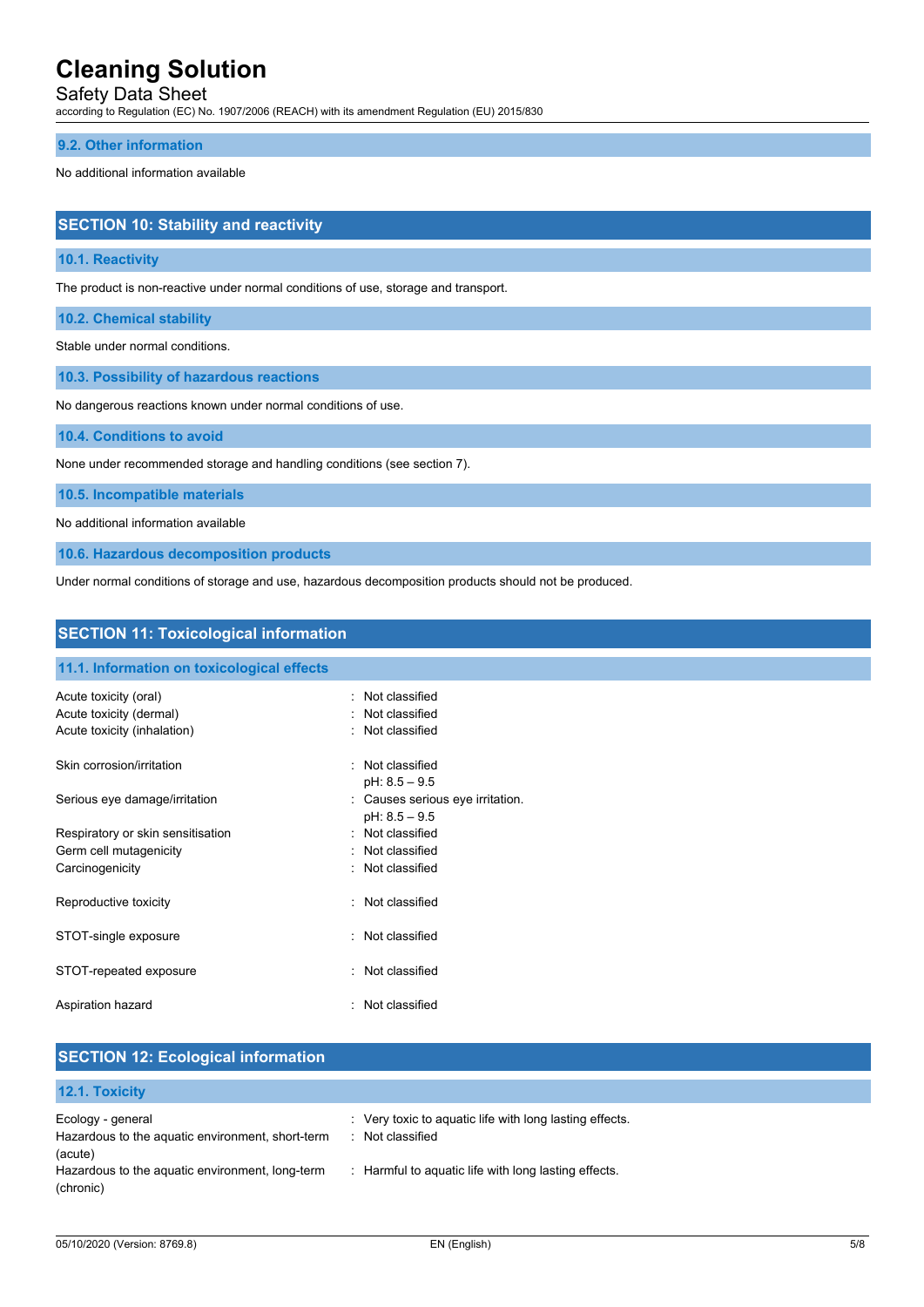### 9.2. Other information

No additional information available

## SECTION 10: Stability and reactivity

### 10.1. Reactivity

The product is non-reactive under normal conditions of use, storage and transport.

### 10.2. Chemical stability

Stable under normal conditions.

### 10.3. Possibility of hazardous reactions

No dangerous reactions known under normal conditions of use.

### 10.4. Conditions to avoid

None under recommended storage and handling conditions (see section 7).

### 10.5. Incompatible materials

No additional information available

### 10.6. Hazardous decomposition products

Under normal conditions of storage and use, hazardous decomposition products should not be produced.

## SECTION 11: Toxicological information

### 11.1. Information on toxicological effects

| | |
|---|---|
| Acute toxicity (oral) | : Not classified |
| Acute toxicity (dermal) | : Not classified |
| Acute toxicity (inhalation) | : Not classified |
| Skin corrosion/irritation | : Not classified<br>pH: 8.5 – 9.5 |
| Serious eye damage/irritation | : Causes serious eye irritation.<br>pH: 8.5 – 9.5 |
| Respiratory or skin sensitisation | : Not classified |
| Germ cell mutagenicity | : Not classified |
| Carcinogenicity | : Not classified |
| Reproductive toxicity | : Not classified |
| STOT-single exposure | : Not classified |
| STOT-repeated exposure | : Not classified |
| Aspiration hazard | : Not classified |

## SECTION 12: Ecological information

### 12.1. Toxicity

| | |
|---|---|
| Ecology - general | : Very toxic to aquatic life with long lasting effects. |
| Hazardous to the aquatic environment, short-term (acute) | : Not classified |
| Hazardous to the aquatic environment, long-term (chronic) | : Harmful to aquatic life with long lasting effects. |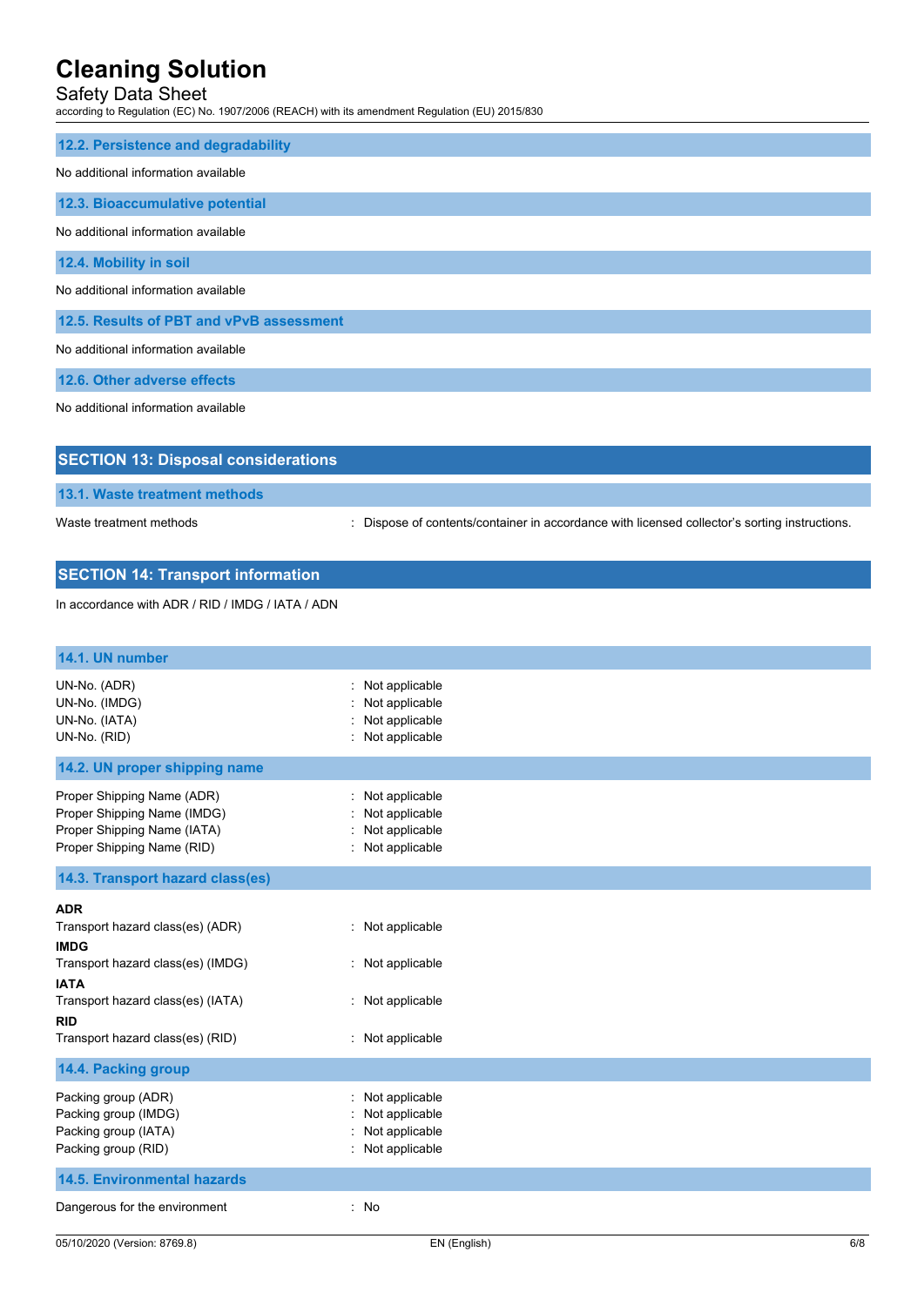### 12.2. Persistence and degradability

No additional information available

### 12.3. Bioaccumulative potential

No additional information available

### 12.4. Mobility in soil

No additional information available

### 12.5. Results of PBT and vPvB assessment

No additional information available

### 12.6. Other adverse effects

No additional information available

## SECTION 13: Disposal considerations

### 13.1. Waste treatment methods

Waste treatment methods : Dispose of contents/container in accordance with licensed collector's sorting instructions.

## SECTION 14: Transport information

In accordance with ADR / RID / IMDG / IATA / ADN

### 14.1. UN number

UN-No. (ADR) : Not applicable
UN-No. (IMDG) : Not applicable
UN-No. (IATA) : Not applicable
UN-No. (RID) : Not applicable

### 14.2. UN proper shipping name

Proper Shipping Name (ADR) : Not applicable
Proper Shipping Name (IMDG) : Not applicable
Proper Shipping Name (IATA) : Not applicable
Proper Shipping Name (RID) : Not applicable

### 14.3. Transport hazard class(es)

**ADR**
Transport hazard class(es) (ADR) : Not applicable

**IMDG**
Transport hazard class(es) (IMDG) : Not applicable

**IATA**
Transport hazard class(es) (IATA) : Not applicable

**RID**
Transport hazard class(es) (RID) : Not applicable

### 14.4. Packing group

Packing group (ADR) : Not applicable
Packing group (IMDG) : Not applicable
Packing group (IATA) : Not applicable
Packing group (RID) : Not applicable

### 14.5. Environmental hazards

Dangerous for the environment : No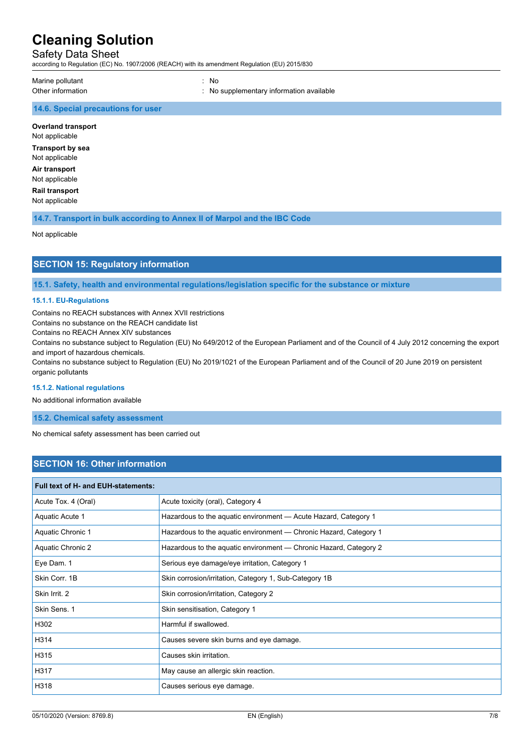| | |
|---|---|
| Marine pollutant | : No |
| Other information | : No supplementary information available |

### 14.6. Special precautions for user

**Overland transport**
Not applicable

**Transport by sea**
Not applicable

**Air transport**
Not applicable

**Rail transport**
Not applicable

### 14.7. Transport in bulk according to Annex II of Marpol and the IBC Code

Not applicable

## SECTION 15: Regulatory information

### 15.1. Safety, health and environmental regulations/legislation specific for the substance or mixture

#### 15.1.1. EU-Regulations

Contains no REACH substances with Annex XVII restrictions
Contains no substance on the REACH candidate list
Contains no REACH Annex XIV substances
Contains no substance subject to Regulation (EU) No 649/2012 of the European Parliament and of the Council of 4 July 2012 concerning the export and import of hazardous chemicals.
Contains no substance subject to Regulation (EU) No 2019/1021 of the European Parliament and of the Council of 20 June 2019 on persistent organic pollutants

#### 15.1.2. National regulations

No additional information available

### 15.2. Chemical safety assessment

No chemical safety assessment has been carried out

## SECTION 16: Other information

| Full text of H- and EUH-statements: | |
|---|---|
| Acute Tox. 4 (Oral) | Acute toxicity (oral), Category 4 |
| Aquatic Acute 1 | Hazardous to the aquatic environment — Acute Hazard, Category 1 |
| Aquatic Chronic 1 | Hazardous to the aquatic environment — Chronic Hazard, Category 1 |
| Aquatic Chronic 2 | Hazardous to the aquatic environment — Chronic Hazard, Category 2 |
| Eye Dam. 1 | Serious eye damage/eye irritation, Category 1 |
| Skin Corr. 1B | Skin corrosion/irritation, Category 1, Sub-Category 1B |
| Skin Irrit. 2 | Skin corrosion/irritation, Category 2 |
| Skin Sens. 1 | Skin sensitisation, Category 1 |
| H302 | Harmful if swallowed. |
| H314 | Causes severe skin burns and eye damage. |
| H315 | Causes skin irritation. |
| H317 | May cause an allergic skin reaction. |
| H318 | Causes serious eye damage. |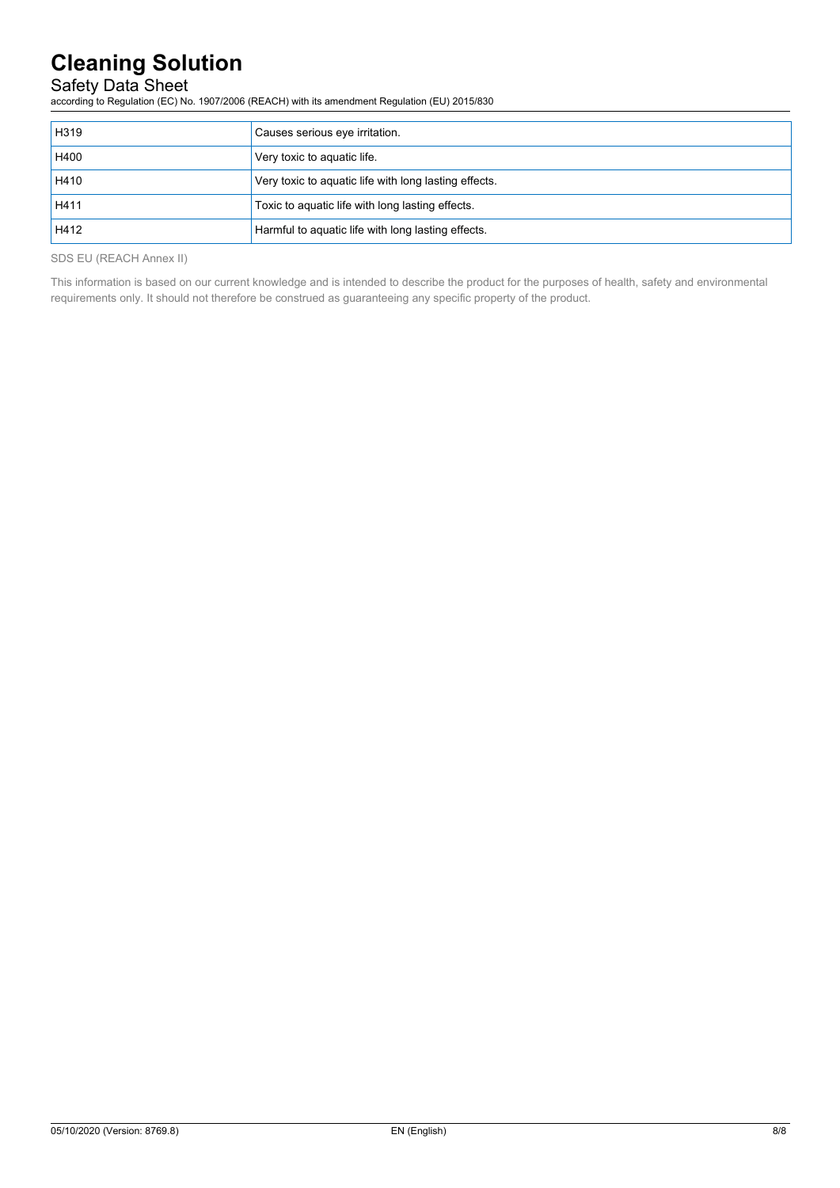| | |
|---|---|
| H319 | Causes serious eye irritation. |
| H400 | Very toxic to aquatic life. |
| H410 | Very toxic to aquatic life with long lasting effects. |
| H411 | Toxic to aquatic life with long lasting effects. |
| H412 | Harmful to aquatic life with long lasting effects. |

SDS EU (REACH Annex II)

This information is based on our current knowledge and is intended to describe the product for the purposes of health, safety and environmental requirements only. It should not therefore be construed as guaranteeing any specific property of the product.